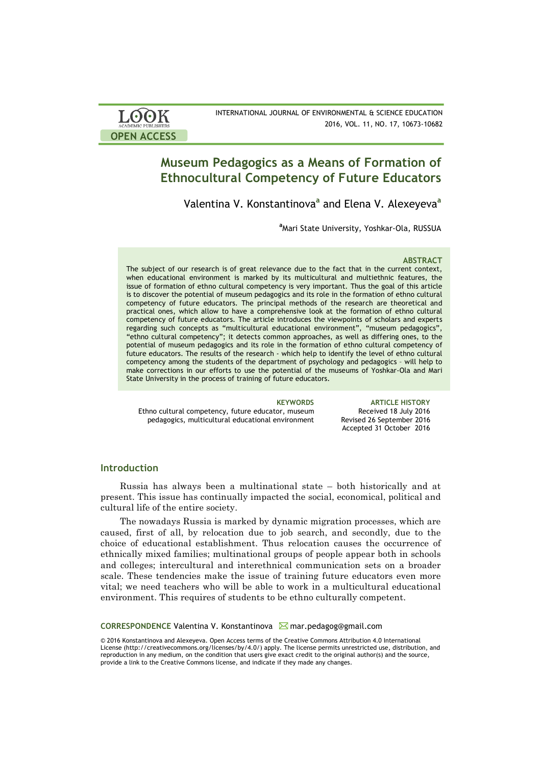# Museum Pedagogics as a Means of Formation of Ethnocultural Competency of Future Educators

Valentina V. Konstantinova[a] and Elena V. Alexeyeva[a]

[a]Mari State University, Yoshkar-Ola, RUSSUA

### ABSTRACT

The subject of our research is of great relevance due to the fact that in the current context, when educational environment is marked by its multicultural and multiethnic features, the issue of formation of ethno cultural competency is very important. Thus the goal of this article is to discover the potential of museum pedagogics and its role in the formation of ethno cultural competency of future educators. The principal methods of the research are theoretical and practical ones, which allow to have a comprehensive look at the formation of ethno cultural competency of future educators. The article introduces the viewpoints of scholars and experts regarding such concepts as "multicultural educational environment", "museum pedagogics", "ethno cultural competency"; it detects common approaches, as well as differing ones, to the potential of museum pedagogics and its role in the formation of ethno cultural competency of future educators. The results of the research - which help to identify the level of ethno cultural competency among the students of the department of psychology and pedagogics – will help to make corrections in our efforts to use the potential of the museums of Yoshkar-Ola and Mari State University in the process of training of future educators.

**KEYWORDS**

Ethno cultural competency, future educator, museum pedagogics, multicultural educational environment

**ARTICLE HISTORY**

Received 18 July 2016
Revised 26 September 2016
Accepted 31 October 2016

## Introduction

Russia has always been a multinational state – both historically and at present. This issue has continually impacted the social, economical, political and cultural life of the entire society.

The nowadays Russia is marked by dynamic migration processes, which are caused, first of all, by relocation due to job search, and secondly, due to the choice of educational establishment. Thus relocation causes the occurrence of ethnically mixed families; multinational groups of people appear both in schools and colleges; intercultural and interethnical communication sets on a broader scale. These tendencies make the issue of training future educators even more vital; we need teachers who will be able to work in a multicultural educational environment. This requires of students to be ethno culturally competent.

**CORRESPONDENCE** Valentina V. Konstantinova ✉ mar.pedagog@gmail.com

© 2016 Konstantinova and Alexeyeva. Open Access terms of the Creative Commons Attribution 4.0 International License (http://creativecommons.org/licenses/by/4.0/) apply. The license permits unrestricted use, distribution, and reproduction in any medium, on the condition that users give exact credit to the original author(s) and the source, provide a link to the Creative Commons license, and indicate if they made any changes.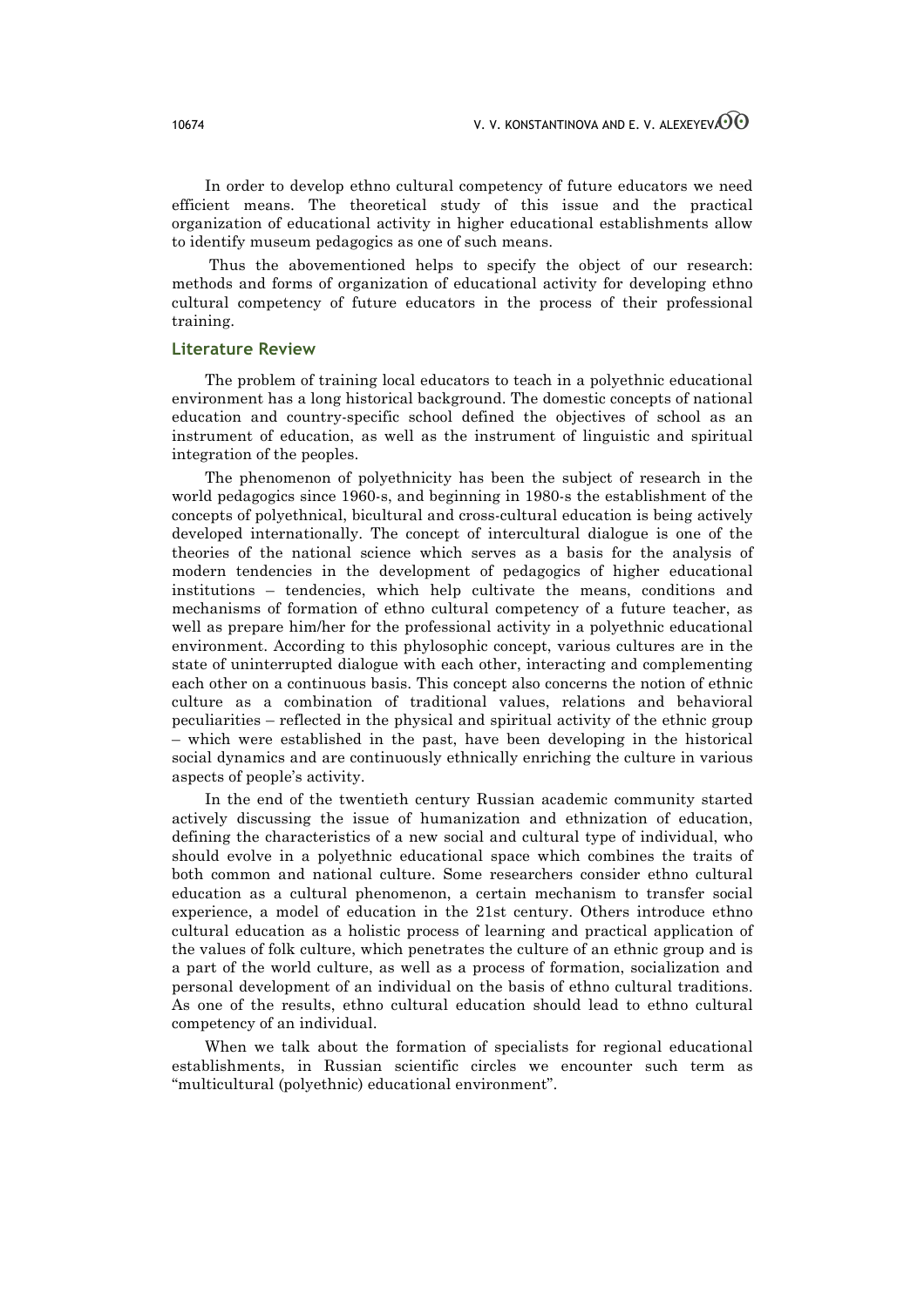In order to develop ethno cultural competency of future educators we need efficient means. The theoretical study of this issue and the practical organization of educational activity in higher educational establishments allow to identify museum pedagogics as one of such means.

Thus the abovementioned helps to specify the object of our research: methods and forms of organization of educational activity for developing ethno cultural competency of future educators in the process of their professional training.

## Literature Review

The problem of training local educators to teach in a polyethnic educational environment has a long historical background. The domestic concepts of national education and country-specific school defined the objectives of school as an instrument of education, as well as the instrument of linguistic and spiritual integration of the peoples.

The phenomenon of polyethnicity has been the subject of research in the world pedagogics since 1960-s, and beginning in 1980-s the establishment of the concepts of polyethnical, bicultural and cross-cultural education is being actively developed internationally. The concept of intercultural dialogue is one of the theories of the national science which serves as a basis for the analysis of modern tendencies in the development of pedagogics of higher educational institutions – tendencies, which help cultivate the means, conditions and mechanisms of formation of ethno cultural competency of a future teacher, as well as prepare him/her for the professional activity in a polyethnic educational environment. According to this phylosophic concept, various cultures are in the state of uninterrupted dialogue with each other, interacting and complementing each other on a continuous basis. This concept also concerns the notion of ethnic culture as a combination of traditional values, relations and behavioral peculiarities – reflected in the physical and spiritual activity of the ethnic group – which were established in the past, have been developing in the historical social dynamics and are continuously ethnically enriching the culture in various aspects of people's activity.

In the end of the twentieth century Russian academic community started actively discussing the issue of humanization and ethnization of education, defining the characteristics of a new social and cultural type of individual, who should evolve in a polyethnic educational space which combines the traits of both common and national culture. Some researchers consider ethno cultural education as a cultural phenomenon, a certain mechanism to transfer social experience, a model of education in the 21st century. Others introduce ethno cultural education as a holistic process of learning and practical application of the values of folk culture, which penetrates the culture of an ethnic group and is a part of the world culture, as well as a process of formation, socialization and personal development of an individual on the basis of ethno cultural traditions. As one of the results, ethno cultural education should lead to ethno cultural competency of an individual.

When we talk about the formation of specialists for regional educational establishments, in Russian scientific circles we encounter such term as "multicultural (polyethnic) educational environment".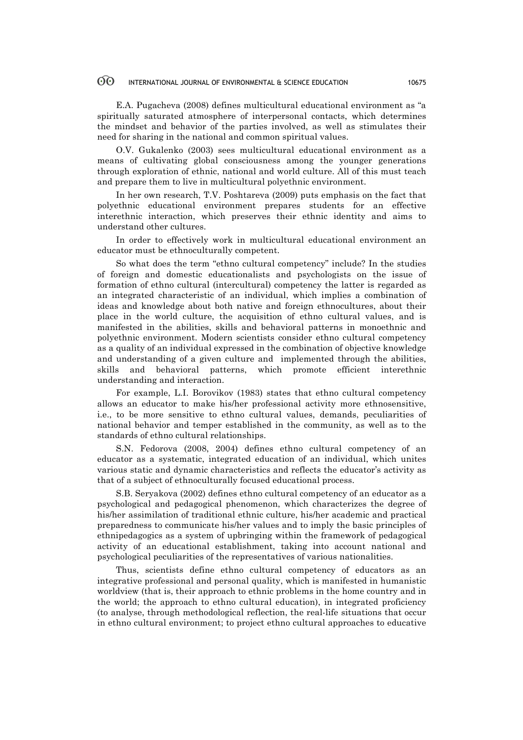E.A. Pugacheva (2008) defines multicultural educational environment as "a spiritually saturated atmosphere of interpersonal contacts, which determines the mindset and behavior of the parties involved, as well as stimulates their need for sharing in the national and common spiritual values.

O.V. Gukalenko (2003) sees multicultural educational environment as a means of cultivating global consciousness among the younger generations through exploration of ethnic, national and world culture. All of this must teach and prepare them to live in multicultural polyethnic environment.

In her own research, T.V. Poshtareva (2009) puts emphasis on the fact that polyethnic educational environment prepares students for an effective interethnic interaction, which preserves their ethnic identity and aims to understand other cultures.

In order to effectively work in multicultural educational environment an educator must be ethnoculturally competent.

So what does the term "ethno cultural competency" include? In the studies of foreign and domestic educationalists and psychologists on the issue of formation of ethno cultural (intercultural) competency the latter is regarded as an integrated characteristic of an individual, which implies a combination of ideas and knowledge about both native and foreign ethnocultures, about their place in the world culture, the acquisition of ethno cultural values, and is manifested in the abilities, skills and behavioral patterns in monoethnic and polyethnic environment. Modern scientists consider ethno cultural competency as a quality of an individual expressed in the combination of objective knowledge and understanding of a given culture and implemented through the abilities, skills and behavioral patterns, which promote efficient interethnic understanding and interaction.

For example, L.I. Borovikov (1983) states that ethno cultural competency allows an educator to make his/her professional activity more ethnosensitive, i.e., to be more sensitive to ethno cultural values, demands, peculiarities of national behavior and temper established in the community, as well as to the standards of ethno cultural relationships.

S.N. Fedorova (2008, 2004) defines ethno cultural competency of an educator as a systematic, integrated education of an individual, which unites various static and dynamic characteristics and reflects the educator's activity as that of a subject of ethnoculturally focused educational process.

S.B. Seryakova (2002) defines ethno cultural competency of an educator as a psychological and pedagogical phenomenon, which characterizes the degree of his/her assimilation of traditional ethnic culture, his/her academic and practical preparedness to communicate his/her values and to imply the basic principles of ethnipedagogics as a system of upbringing within the framework of pedagogical activity of an educational establishment, taking into account national and psychological peculiarities of the representatives of various nationalities.

Thus, scientists define ethno cultural competency of educators as an integrative professional and personal quality, which is manifested in humanistic worldview (that is, their approach to ethnic problems in the home country and in the world; the approach to ethno cultural education), in integrated proficiency (to analyse, through methodological reflection, the real-life situations that occur in ethno cultural environment; to project ethno cultural approaches to educative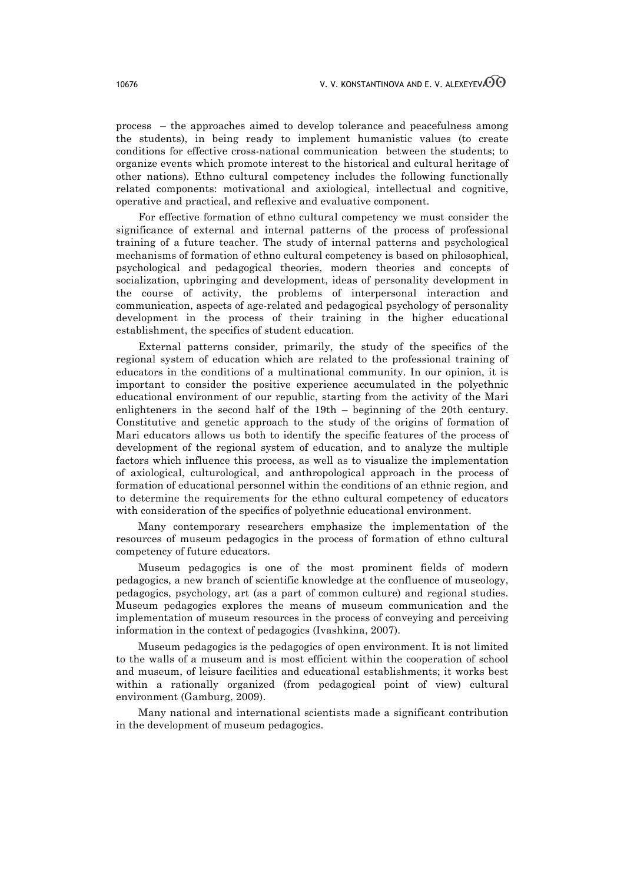process – the approaches aimed to develop tolerance and peacefulness among the students), in being ready to implement humanistic values (to create conditions for effective cross-national communication between the students; to organize events which promote interest to the historical and cultural heritage of other nations). Ethno cultural competency includes the following functionally related components: motivational and axiological, intellectual and cognitive, operative and practical, and reflexive and evaluative component.

For effective formation of ethno cultural competency we must consider the significance of external and internal patterns of the process of professional training of a future teacher. The study of internal patterns and psychological mechanisms of formation of ethno cultural competency is based on philosophical, psychological and pedagogical theories, modern theories and concepts of socialization, upbringing and development, ideas of personality development in the course of activity, the problems of interpersonal interaction and communication, aspects of age-related and pedagogical psychology of personality development in the process of their training in the higher educational establishment, the specifics of student education.

External patterns consider, primarily, the study of the specifics of the regional system of education which are related to the professional training of educators in the conditions of a multinational community. In our opinion, it is important to consider the positive experience accumulated in the polyethnic educational environment of our republic, starting from the activity of the Mari enlighteners in the second half of the 19th – beginning of the 20th century. Constitutive and genetic approach to the study of the origins of formation of Mari educators allows us both to identify the specific features of the process of development of the regional system of education, and to analyze the multiple factors which influence this process, as well as to visualize the implementation of axiological, culturological, and anthropological approach in the process of formation of educational personnel within the conditions of an ethnic region, and to determine the requirements for the ethno cultural competency of educators with consideration of the specifics of polyethnic educational environment.

Many contemporary researchers emphasize the implementation of the resources of museum pedagogics in the process of formation of ethno cultural competency of future educators.

Museum pedagogics is one of the most prominent fields of modern pedagogics, a new branch of scientific knowledge at the confluence of museology, pedagogics, psychology, art (as a part of common culture) and regional studies. Museum pedagogics explores the means of museum communication and the implementation of museum resources in the process of conveying and perceiving information in the context of pedagogics (Ivashkina, 2007).

Museum pedagogics is the pedagogics of open environment. It is not limited to the walls of a museum and is most efficient within the cooperation of school and museum, of leisure facilities and educational establishments; it works best within a rationally organized (from pedagogical point of view) cultural environment (Gamburg, 2009).

Many national and international scientists made a significant contribution in the development of museum pedagogics.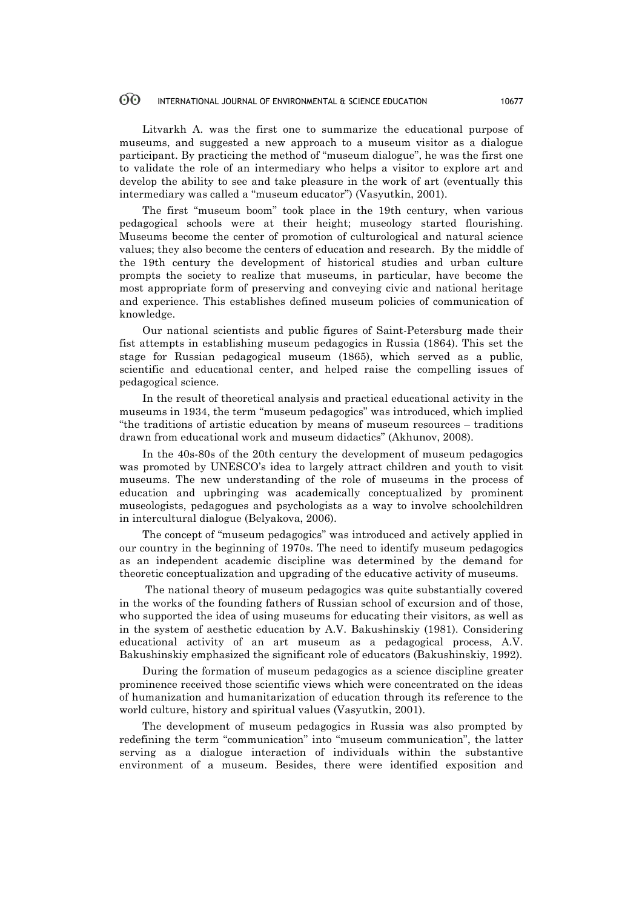Litvarkh A. was the first one to summarize the educational purpose of museums, and suggested a new approach to a museum visitor as a dialogue participant. By practicing the method of "museum dialogue", he was the first one to validate the role of an intermediary who helps a visitor to explore art and develop the ability to see and take pleasure in the work of art (eventually this intermediary was called a "museum educator") (Vasyutkin, 2001).

The first "museum boom" took place in the 19th century, when various pedagogical schools were at their height; museology started flourishing. Museums become the center of promotion of culturological and natural science values; they also become the centers of education and research. By the middle of the 19th century the development of historical studies and urban culture prompts the society to realize that museums, in particular, have become the most appropriate form of preserving and conveying civic and national heritage and experience. This establishes defined museum policies of communication of knowledge.

Our national scientists and public figures of Saint-Petersburg made their fist attempts in establishing museum pedagogics in Russia (1864). This set the stage for Russian pedagogical museum (1865), which served as a public, scientific and educational center, and helped raise the compelling issues of pedagogical science.

In the result of theoretical analysis and practical educational activity in the museums in 1934, the term "museum pedagogics" was introduced, which implied "the traditions of artistic education by means of museum resources – traditions drawn from educational work and museum didactics" (Akhunov, 2008).

In the 40s-80s of the 20th century the development of museum pedagogics was promoted by UNESCO's idea to largely attract children and youth to visit museums. The new understanding of the role of museums in the process of education and upbringing was academically conceptualized by prominent museologists, pedagogues and psychologists as a way to involve schoolchildren in intercultural dialogue (Belyakova, 2006).

The concept of "museum pedagogics" was introduced and actively applied in our country in the beginning of 1970s. The need to identify museum pedagogics as an independent academic discipline was determined by the demand for theoretic conceptualization and upgrading of the educative activity of museums.

The national theory of museum pedagogics was quite substantially covered in the works of the founding fathers of Russian school of excursion and of those, who supported the idea of using museums for educating their visitors, as well as in the system of aesthetic education by A.V. Bakushinskiy (1981). Considering educational activity of an art museum as a pedagogical process, A.V. Bakushinskiy emphasized the significant role of educators (Bakushinskiy, 1992).

During the formation of museum pedagogics as a science discipline greater prominence received those scientific views which were concentrated on the ideas of humanization and humanitarization of education through its reference to the world culture, history and spiritual values (Vasyutkin, 2001).

The development of museum pedagogics in Russia was also prompted by redefining the term "communication" into "museum communication", the latter serving as a dialogue interaction of individuals within the substantive environment of a museum. Besides, there were identified exposition and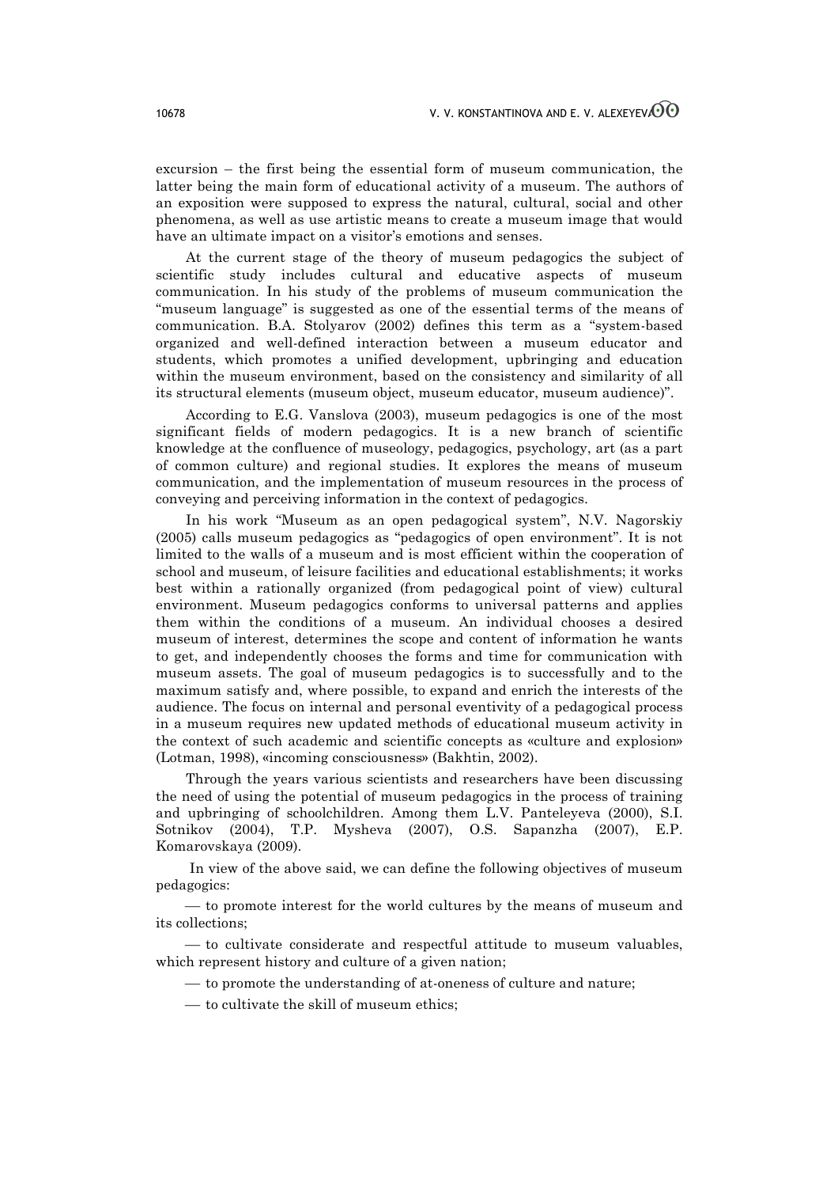excursion – the first being the essential form of museum communication, the latter being the main form of educational activity of a museum. The authors of an exposition were supposed to express the natural, cultural, social and other phenomena, as well as use artistic means to create a museum image that would have an ultimate impact on a visitor's emotions and senses.

At the current stage of the theory of museum pedagogics the subject of scientific study includes cultural and educative aspects of museum communication. In his study of the problems of museum communication the "museum language" is suggested as one of the essential terms of the means of communication. B.A. Stolyarov (2002) defines this term as a "system-based organized and well-defined interaction between a museum educator and students, which promotes a unified development, upbringing and education within the museum environment, based on the consistency and similarity of all its structural elements (museum object, museum educator, museum audience)".

According to E.G. Vanslova (2003), museum pedagogics is one of the most significant fields of modern pedagogics. It is a new branch of scientific knowledge at the confluence of museology, pedagogics, psychology, art (as a part of common culture) and regional studies. It explores the means of museum communication, and the implementation of museum resources in the process of conveying and perceiving information in the context of pedagogics.

In his work "Museum as an open pedagogical system", N.V. Nagorskiy (2005) calls museum pedagogics as "pedagogics of open environment". It is not limited to the walls of a museum and is most efficient within the cooperation of school and museum, of leisure facilities and educational establishments; it works best within a rationally organized (from pedagogical point of view) cultural environment. Museum pedagogics conforms to universal patterns and applies them within the conditions of a museum. An individual chooses a desired museum of interest, determines the scope and content of information he wants to get, and independently chooses the forms and time for communication with museum assets. The goal of museum pedagogics is to successfully and to the maximum satisfy and, where possible, to expand and enrich the interests of the audience. The focus on internal and personal eventivity of a pedagogical process in a museum requires new updated methods of educational museum activity in the context of such academic and scientific concepts as «culture and explosion» (Lotman, 1998), «incoming consciousness» (Bakhtin, 2002).

Through the years various scientists and researchers have been discussing the need of using the potential of museum pedagogics in the process of training and upbringing of schoolchildren. Among them L.V. Panteleyeva (2000), S.I. Sotnikov (2004), T.P. Mysheva (2007), O.S. Sapanzha (2007), E.P. Komarovskaya (2009).

In view of the above said, we can define the following objectives of museum pedagogics:

- to promote interest for the world cultures by the means of museum and its collections;
- to cultivate considerate and respectful attitude to museum valuables, which represent history and culture of a given nation;
- to promote the understanding of at-oneness of culture and nature;
- to cultivate the skill of museum ethics;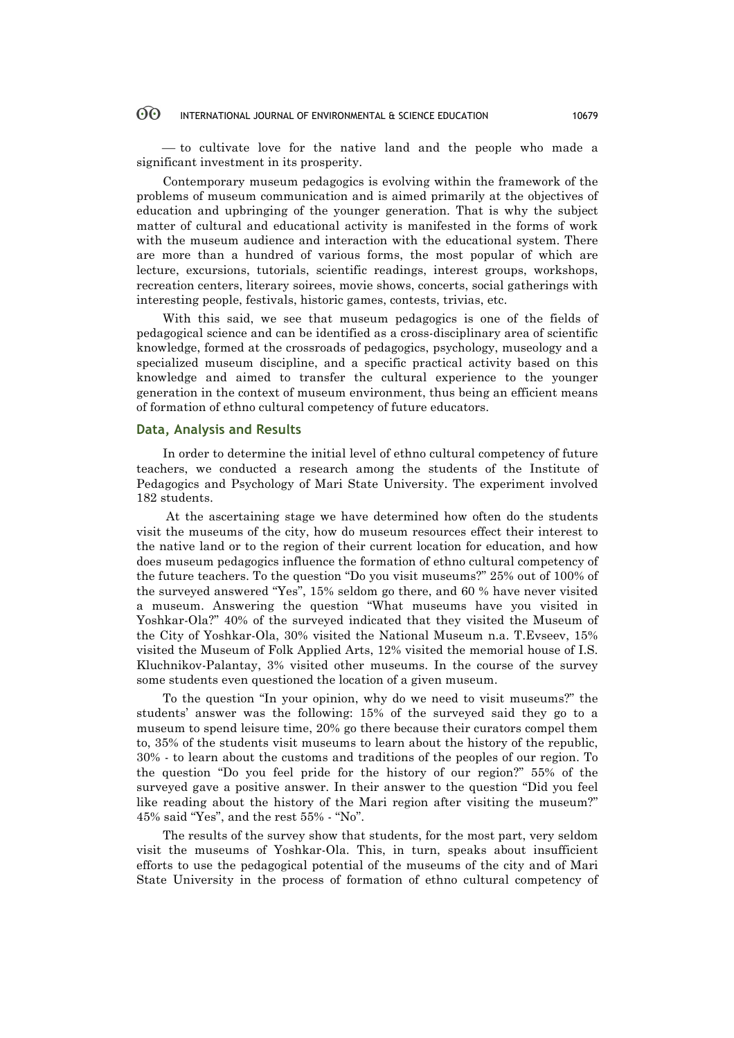— to cultivate love for the native land and the people who made a significant investment in its prosperity.

Contemporary museum pedagogics is evolving within the framework of the problems of museum communication and is aimed primarily at the objectives of education and upbringing of the younger generation. That is why the subject matter of cultural and educational activity is manifested in the forms of work with the museum audience and interaction with the educational system. There are more than a hundred of various forms, the most popular of which are lecture, excursions, tutorials, scientific readings, interest groups, workshops, recreation centers, literary soirees, movie shows, concerts, social gatherings with interesting people, festivals, historic games, contests, trivias, etc.

With this said, we see that museum pedagogics is one of the fields of pedagogical science and can be identified as a cross-disciplinary area of scientific knowledge, formed at the crossroads of pedagogics, psychology, museology and a specialized museum discipline, and a specific practical activity based on this knowledge and aimed to transfer the cultural experience to the younger generation in the context of museum environment, thus being an efficient means of formation of ethno cultural competency of future educators.

## Data, Analysis and Results

In order to determine the initial level of ethno cultural competency of future teachers, we conducted a research among the students of the Institute of Pedagogics and Psychology of Mari State University. The experiment involved 182 students.

At the ascertaining stage we have determined how often do the students visit the museums of the city, how do museum resources effect their interest to the native land or to the region of their current location for education, and how does museum pedagogics influence the formation of ethno cultural competency of the future teachers. To the question "Do you visit museums?" 25% out of 100% of the surveyed answered "Yes", 15% seldom go there, and 60 % have never visited a museum. Answering the question "What museums have you visited in Yoshkar-Ola?" 40% of the surveyed indicated that they visited the Museum of the City of Yoshkar-Ola, 30% visited the National Museum n.a. T.Evseev, 15% visited the Museum of Folk Applied Arts, 12% visited the memorial house of I.S. Kluchnikov-Palantay, 3% visited other museums. In the course of the survey some students even questioned the location of a given museum.

To the question "In your opinion, why do we need to visit museums?" the students' answer was the following: 15% of the surveyed said they go to a museum to spend leisure time, 20% go there because their curators compel them to, 35% of the students visit museums to learn about the history of the republic, 30% - to learn about the customs and traditions of the peoples of our region. To the question "Do you feel pride for the history of our region?" 55% of the surveyed gave a positive answer. In their answer to the question "Did you feel like reading about the history of the Mari region after visiting the museum?" 45% said "Yes", and the rest 55% - "No".

The results of the survey show that students, for the most part, very seldom visit the museums of Yoshkar-Ola. This, in turn, speaks about insufficient efforts to use the pedagogical potential of the museums of the city and of Mari State University in the process of formation of ethno cultural competency of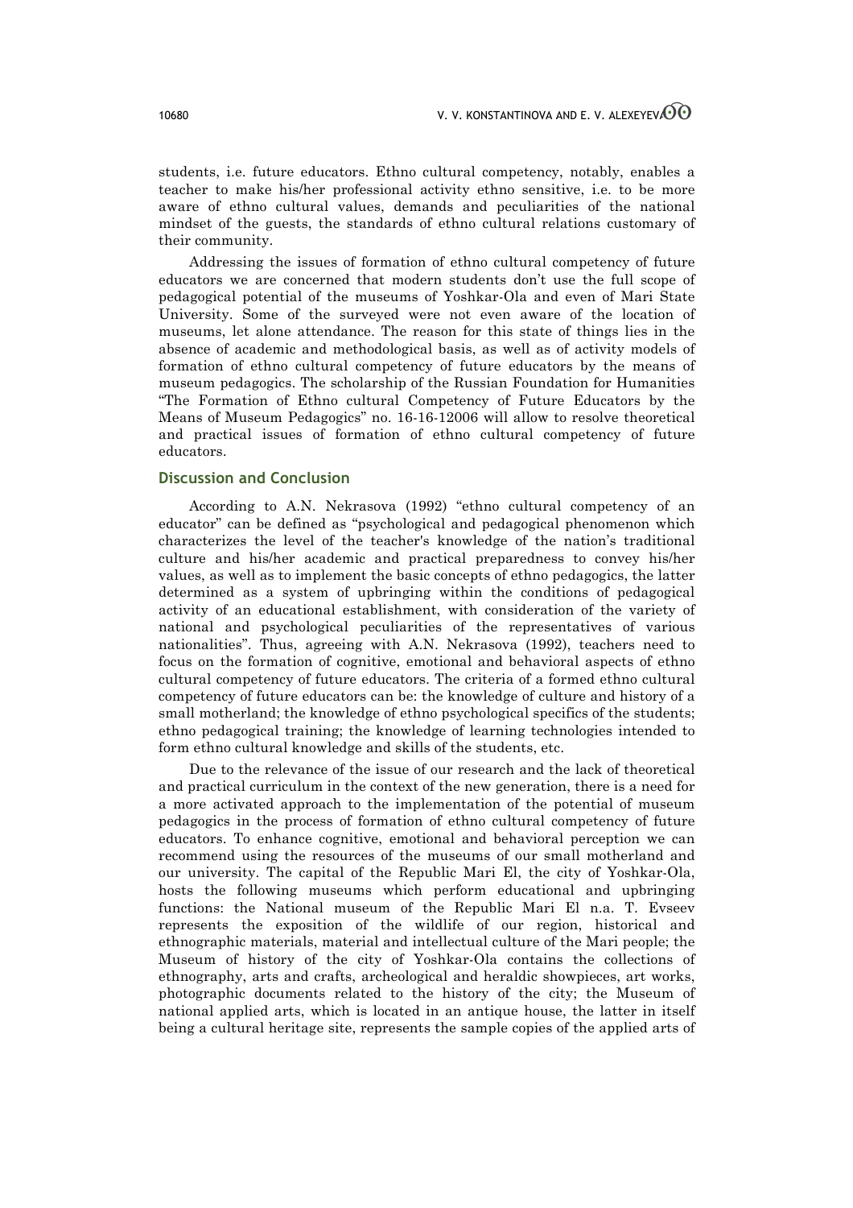students, i.e. future educators. Ethno cultural competency, notably, enables a teacher to make his/her professional activity ethno sensitive, i.e. to be more aware of ethno cultural values, demands and peculiarities of the national mindset of the guests, the standards of ethno cultural relations customary of their community.

Addressing the issues of formation of ethno cultural competency of future educators we are concerned that modern students don't use the full scope of pedagogical potential of the museums of Yoshkar-Ola and even of Mari State University. Some of the surveyed were not even aware of the location of museums, let alone attendance. The reason for this state of things lies in the absence of academic and methodological basis, as well as of activity models of formation of ethno cultural competency of future educators by the means of museum pedagogics. The scholarship of the Russian Foundation for Humanities "The Formation of Ethno cultural Competency of Future Educators by the Means of Museum Pedagogics" no. 16-16-12006 will allow to resolve theoretical and practical issues of formation of ethno cultural competency of future educators.

## Discussion and Conclusion

According to A.N. Nekrasova (1992) "ethno cultural competency of an educator" can be defined as "psychological and pedagogical phenomenon which characterizes the level of the teacher's knowledge of the nation's traditional culture and his/her academic and practical preparedness to convey his/her values, as well as to implement the basic concepts of ethno pedagogics, the latter determined as a system of upbringing within the conditions of pedagogical activity of an educational establishment, with consideration of the variety of national and psychological peculiarities of the representatives of various nationalities". Thus, agreeing with A.N. Nekrasova (1992), teachers need to focus on the formation of cognitive, emotional and behavioral aspects of ethno cultural competency of future educators. The criteria of a formed ethno cultural competency of future educators can be: the knowledge of culture and history of a small motherland; the knowledge of ethno psychological specifics of the students; ethno pedagogical training; the knowledge of learning technologies intended to form ethno cultural knowledge and skills of the students, etc.

Due to the relevance of the issue of our research and the lack of theoretical and practical curriculum in the context of the new generation, there is a need for a more activated approach to the implementation of the potential of museum pedagogics in the process of formation of ethno cultural competency of future educators. To enhance cognitive, emotional and behavioral perception we can recommend using the resources of the museums of our small motherland and our university. The capital of the Republic Mari El, the city of Yoshkar-Ola, hosts the following museums which perform educational and upbringing functions: the National museum of the Republic Mari El n.a. T. Evseev represents the exposition of the wildlife of our region, historical and ethnographic materials, material and intellectual culture of the Mari people; the Museum of history of the city of Yoshkar-Ola contains the collections of ethnography, arts and crafts, archeological and heraldic showpieces, art works, photographic documents related to the history of the city; the Museum of national applied arts, which is located in an antique house, the latter in itself being a cultural heritage site, represents the sample copies of the applied arts of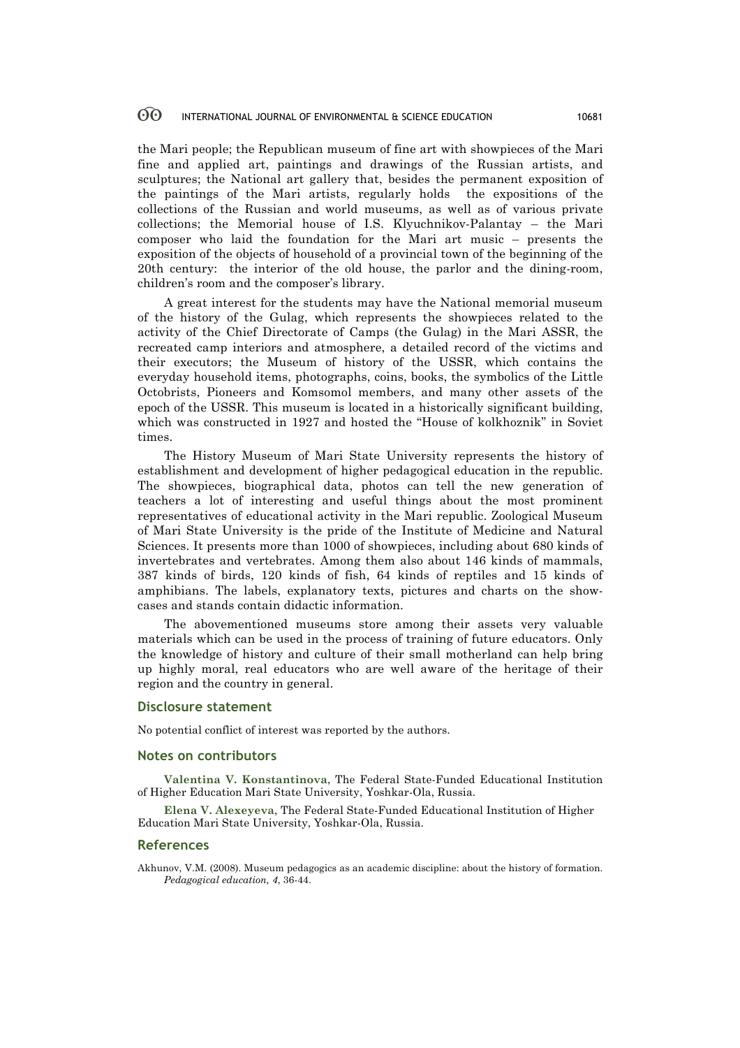the Mari people; the Republican museum of fine art with showpieces of the Mari fine and applied art, paintings and drawings of the Russian artists, and sculptures; the National art gallery that, besides the permanent exposition of the paintings of the Mari artists, regularly holds the expositions of the collections of the Russian and world museums, as well as of various private collections; the Memorial house of I.S. Klyuchnikov-Palantay – the Mari composer who laid the foundation for the Mari art music – presents the exposition of the objects of household of a provincial town of the beginning of the 20th century: the interior of the old house, the parlor and the dining-room, children's room and the composer's library.

A great interest for the students may have the National memorial museum of the history of the Gulag, which represents the showpieces related to the activity of the Chief Directorate of Camps (the Gulag) in the Mari ASSR, the recreated camp interiors and atmosphere, a detailed record of the victims and their executors; the Museum of history of the USSR, which contains the everyday household items, photographs, coins, books, the symbolics of the Little Octobrists, Pioneers and Komsomol members, and many other assets of the epoch of the USSR. This museum is located in a historically significant building, which was constructed in 1927 and hosted the "House of kolkhoznik" in Soviet times.

The History Museum of Mari State University represents the history of establishment and development of higher pedagogical education in the republic. The showpieces, biographical data, photos can tell the new generation of teachers a lot of interesting and useful things about the most prominent representatives of educational activity in the Mari republic. Zoological Museum of Mari State University is the pride of the Institute of Medicine and Natural Sciences. It presents more than 1000 of showpieces, including about 680 kinds of invertebrates and vertebrates. Among them also about 146 kinds of mammals, 387 kinds of birds, 120 kinds of fish, 64 kinds of reptiles and 15 kinds of amphibians. The labels, explanatory texts, pictures and charts on the show-cases and stands contain didactic information.

The abovementioned museums store among their assets very valuable materials which can be used in the process of training of future educators. Only the knowledge of history and culture of their small motherland can help bring up highly moral, real educators who are well aware of the heritage of their region and the country in general.

## Disclosure statement

No potential conflict of interest was reported by the authors.

## Notes on contributors

**Valentina V. Konstantinova**, The Federal State-Funded Educational Institution of Higher Education Mari State University, Yoshkar-Ola, Russia.

**Elena V. Alexeyeva**, The Federal State-Funded Educational Institution of Higher Education Mari State University, Yoshkar-Ola, Russia.

## References

Akhunov, V.M. (2008). Museum pedagogics as an academic discipline: about the history of formation. *Pedagogical education, 4*, 36-44.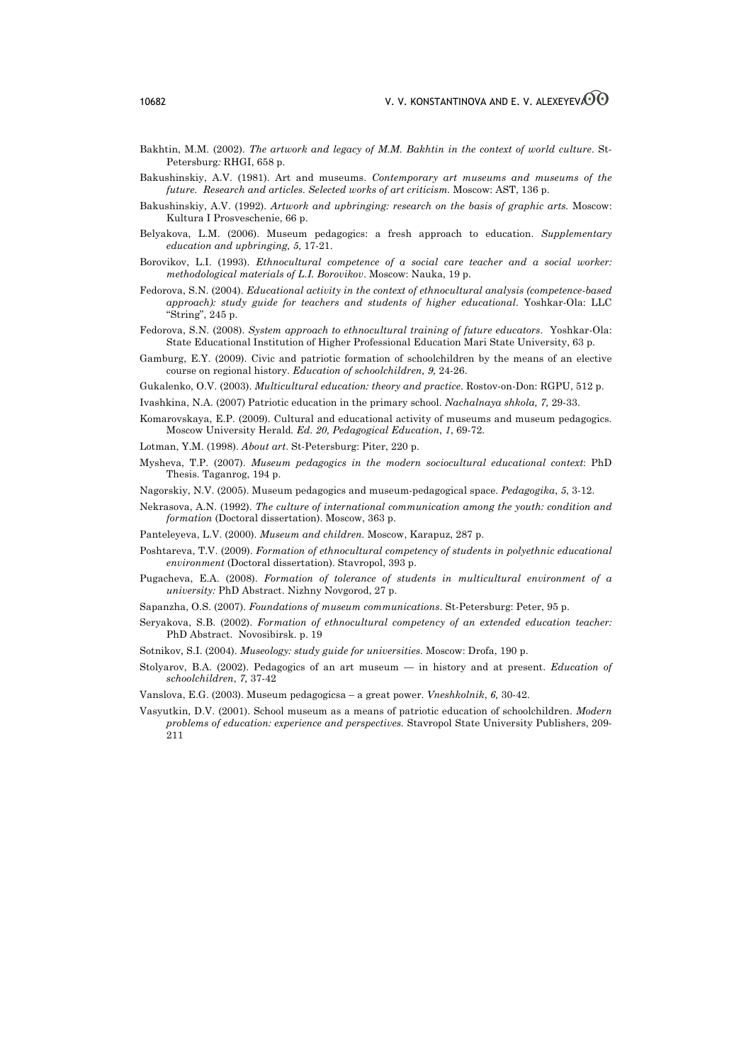Bakhtin, M.M. (2002). *The artwork and legacy of M.M. Bakhtin in the context of world culture*. St-Petersburg: RHGI, 658 p.

Bakushinskiy, A.V. (1981). Art and museums. *Contemporary art museums and museums of the future. Research and articles. Selected works of art criticism.* Moscow: AST, 136 p.

Bakushinskiy, A.V. (1992). *Artwork and upbringing: research on the basis of graphic arts.* Moscow: Kultura I Prosveschenie, 66 p.

Belyakova, L.M. (2006). Museum pedagogics: a fresh approach to education. *Supplementary education and upbringing, 5,* 17-21.

Borovikov, L.I. (1993). *Ethnocultural competence of a social care teacher and a social worker: methodological materials of L.I. Borovikov*. Moscow: Nauka, 19 p.

Fedorova, S.N. (2004). *Educational activity in the context of ethnocultural analysis (competence-based approach): study guide for teachers and students of higher educational*. Yoshkar-Ola: LLC "String", 245 p.

Fedorova, S.N. (2008). *System approach to ethnocultural training of future educators*. Yoshkar-Ola: State Educational Institution of Higher Professional Education Mari State University, 63 p.

Gamburg, E.Y. (2009). Civic and patriotic formation of schoolchildren by the means of an elective course on regional history. *Education of schoolchildren, 9,* 24-26.

Gukalenko, O.V. (2003). *Multicultural education: theory and practice*. Rostov-on-Don: RGPU, 512 p.

Ivashkina, N.A. (2007) Patriotic education in the primary school. *Nachalnaya shkola, 7,* 29-33.

Komarovskaya, E.P. (2009). Cultural and educational activity of museums and museum pedagogics. Moscow University Herald*. Ed. 20, Pedagogical Education*, *1*, 69-72.

Lotman, Y.M. (1998). *About art*. St-Petersburg: Piter, 220 p.

Mysheva, T.P. (2007). *Museum pedagogics in the modern sociocultural educational context*: PhD Thesis. Taganrog, 194 p.

Nagorskiy, N.V. (2005). Museum pedagogics and museum-pedagogical space. *Pedagogika*, *5*, 3-12.

Nekrasova, A.N. (1992). *The culture of international communication among the youth: condition and formation* (Doctoral dissertation). Moscow, 363 p.

Panteleyeva, L.V. (2000). *Museum and children*. Moscow, Karapuz, 287 p.

Poshtareva, T.V. (2009). *Formation of ethnocultural competency of students in polyethnic educational environment* (Doctoral dissertation). Stavropol, 393 p.

Pugacheva, E.A. (2008). *Formation of tolerance of students in multicultural environment of a university:* PhD Abstract. Nizhny Novgorod, 27 p.

Sapanzha, O.S. (2007). *Foundations of museum communications*. St-Petersburg: Peter, 95 p.

Seryakova, S.B. (2002). *Formation of ethnocultural competency of an extended education teacher:* PhD Abstract. Novosibirsk. p. 19

Sotnikov, S.I. (2004). *Museology: study guide for universities*. Moscow: Drofa, 190 p.

Stolyarov, B.A. (2002). Pedagogics of an art museum — in history and at present. *Education of schoolchildren*, *7,* 37-42

Vanslova, E.G. (2003). Museum pedagogicsa – a great power. *Vneshkolnik*, *6,* 30-42.

Vasyutkin, D.V. (2001). School museum as a means of patriotic education of schoolchildren. *Modern problems of education: experience and perspectives.* Stavropol State University Publishers, 209-211